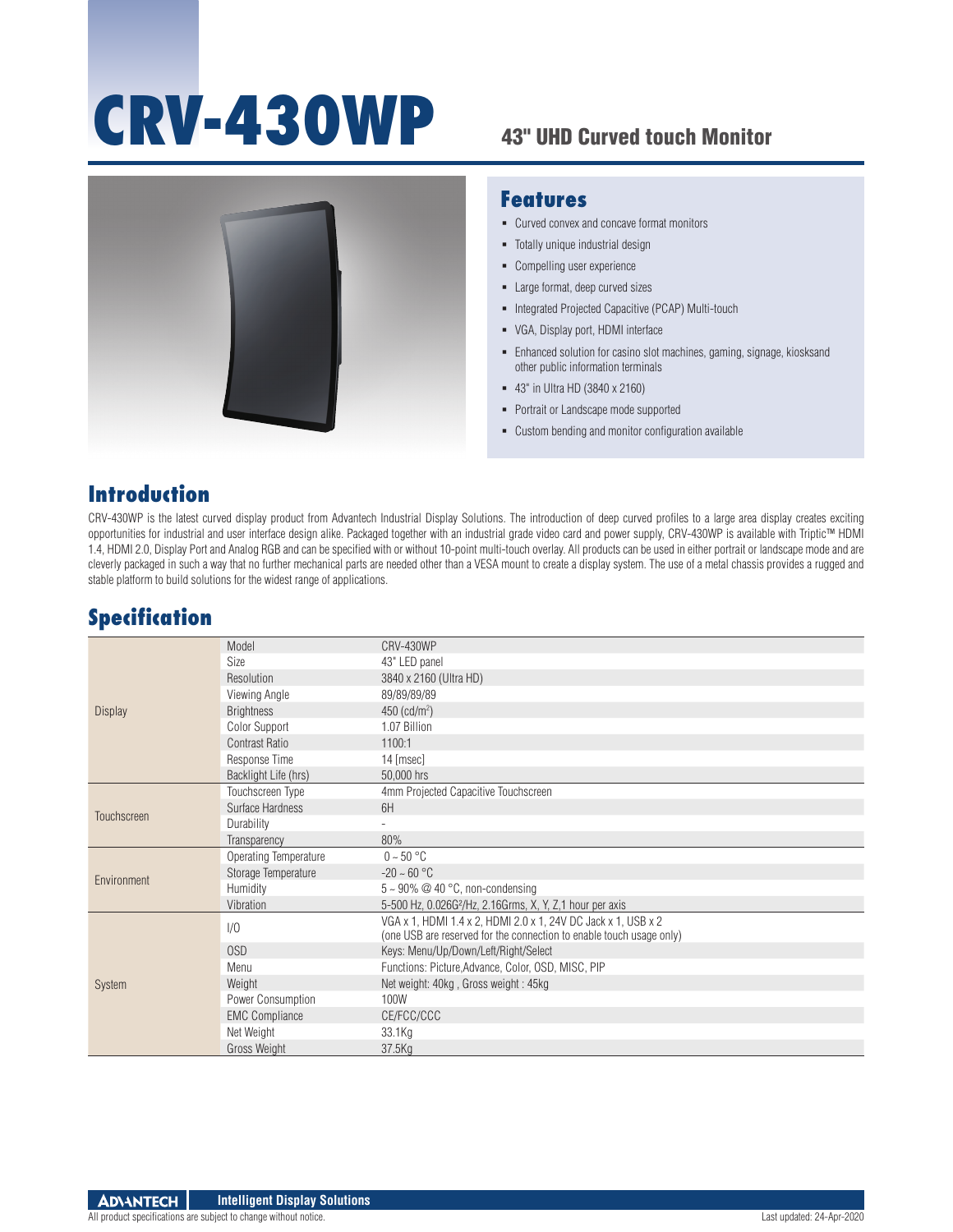# CRV-430WP

## 43" UHD Curved touch Monitor

## Features

- Curved convex and concave format monitors
- Totally unique industrial design
- Compelling user experience
- Large format, deep curved sizes
- Integrated Projected Capacitive (PCAP) Multi-touch
- VGA, Display port, HDMI interface
- Enhanced solution for casino slot machines, gaming, signage, kiosksand other public information terminals
- 43" in Ultra HD (3840 x 2160)
- Portrait or Landscape mode supported
- Custom bending and monitor configuration available

## Introduction

CRV-430WP is the latest curved display product from Advantech Industrial Display Solutions. The introduction of deep curved profiles to a large area display creates exciting opportunities for industrial and user interface design alike. Packaged together with an industrial grade video card and power supply, CRV-430WP is available with Triptic™ HDMI 1.4, HDMI 2.0, Display Port and Analog RGB and can be specified with or without 10-point multi-touch overlay. All products can be used in either portrait or landscape mode and are cleverly packaged in such a way that no further mechanical parts are needed other than a VESA mount to create a display system. The use of a metal chassis provides a rugged and stable platform to build solutions for the widest range of applications.

## Specification

| | | |
|---|---|---|
| Display | Model | CRV-430WP |
| | Size | 43" LED panel |
| | Resolution | 3840 x 2160 (Ultra HD) |
| | Viewing Angle | 89/89/89/89 |
| | Brightness | 450 (cd/m²) |
| | Color Support | 1.07 Billion |
| | Contrast Ratio | 1100:1 |
| | Response Time | 14 [msec] |
| | Backlight Life (hrs) | 50,000 hrs |
| Touchscreen | Touchscreen Type | 4mm Projected Capacitive Touchscreen |
| | Surface Hardness | 6H |
| | Durability | - |
| | Transparency | 80% |
| Environment | Operating Temperature | 0 ~ 50 °C |
| | Storage Temperature | -20 ~ 60 °C |
| | Humidity | 5 ~ 90% @ 40 °C, non-condensing |
| | Vibration | 5-500 Hz, 0.026G²/Hz, 2.16Grms, X, Y, Z,1 hour per axis |
| System | I/O | VGA x 1, HDMI 1.4 x 2, HDMI 2.0 x 1, 24V DC Jack x 1, USB x 2 (one USB are reserved for the connection to enable touch usage only) |
| | OSD | Keys: Menu/Up/Down/Left/Right/Select |
| | Menu | Functions: Picture,Advance, Color, OSD, MISC, PIP |
| | Weight | Net weight: 40kg , Gross weight : 45kg |
| | Power Consumption | 100W |
| | EMC Compliance | CE/FCC/CCC |
| | Net Weight | 33.1Kg |
| | Gross Weight | 37.5Kg |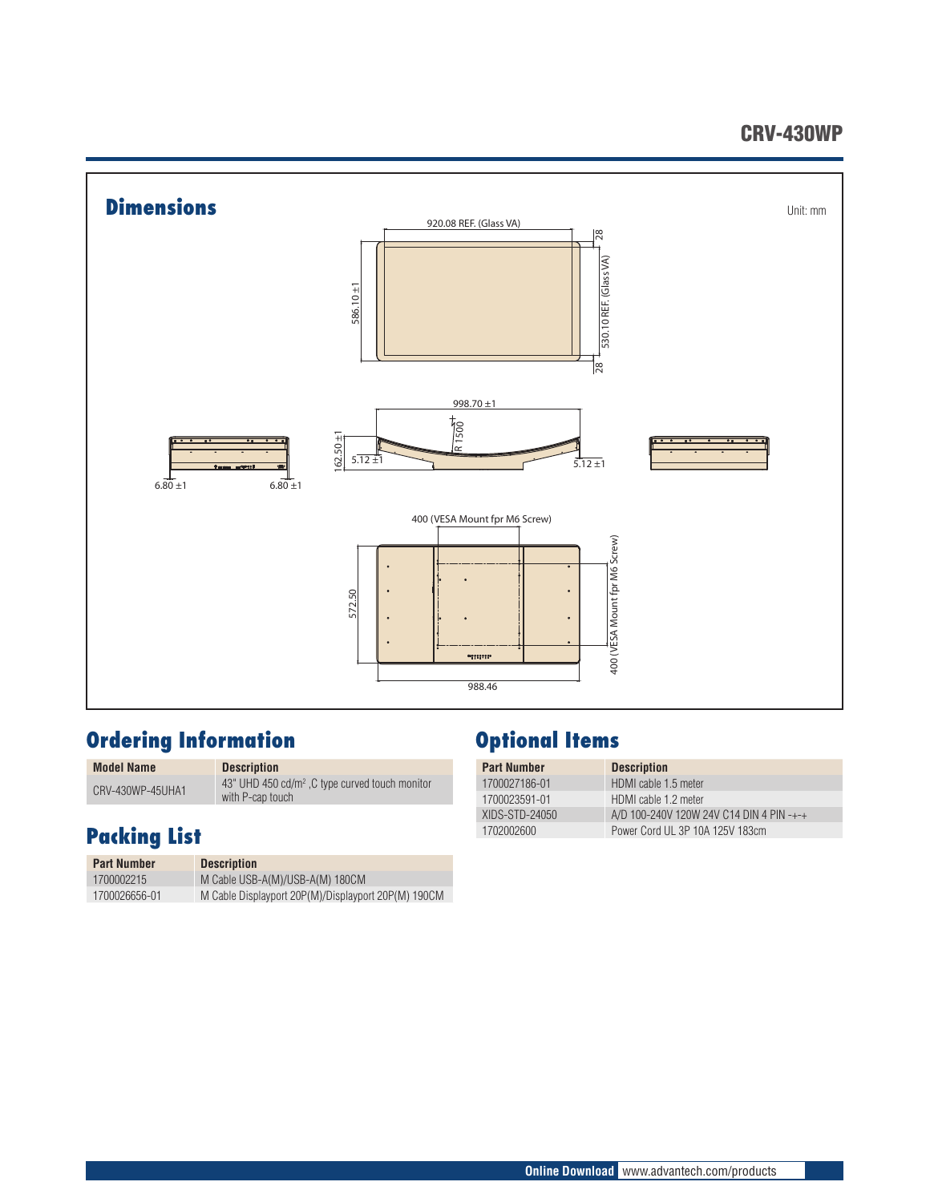# CRV-430WP

## Dimensions

Unit: mm

920.08 REF. (Glass VA)

28

586.10 ±1

530.10 REF. (Glass VA)

28

998.70 ±1

R 1500

162.50 ±1

5.12 ±1

5.12 ±1

6.80 ±1

6.80 ±1

400 (VESA Mount fpr M6 Screw)

572.50

400 (VESA Mount fpr M6 Screw)

988.46

## Ordering Information

| Model Name | Description |
|---|---|
| CRV-430WP-45UHA1 | 43" UHD 450 cd/m², C type curved touch monitor with P-cap touch |

## Packing List

| Part Number | Description |
|---|---|
| 1700002215 | M Cable USB-A(M)/USB-A(M) 180CM |
| 1700026656-01 | M Cable Displayport 20P(M)/Displayport 20P(M) 190CM |

## Optional Items

| Part Number | Description |
|---|---|
| 1700027186-01 | HDMI cable 1.5 meter |
| 1700023591-01 | HDMI cable 1.2 meter |
| XIDS-STD-24050 | A/D 100-240V 120W 24V C14 DIN 4 PIN -+-+ |
| 1702002600 | Power Cord UL 3P 10A 125V 183cm |

**Online Download** www.advantech.com/products